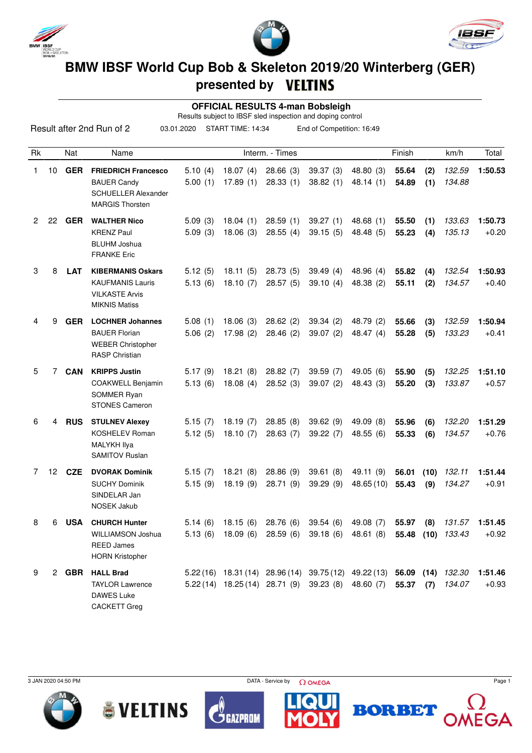# BMW IBSF World Cup Bob & Skeleton 2019/20 Winterberg (GER)

## presented by VELTINS

### OFFICIAL RESULTS 4-man Bobsleigh

Results subject to IBSF sled inspection and doping control

Result after 2nd Run of 2 — 03.01.2020 — START TIME: 14:34 — End of Competition: 16:49

| Rk | | Nat | Name | Interm. - Times | | | | | Finish | | km/h | Total |
|---|---|---|---|---|---|---|---|---|---|---|---|---|
| 1 | 10 | **GER** | **FRIEDRICH Francesco** | 5.10 (4) | 18.07 (4) | 28.66 (3) | 39.37 (3) | 48.80 (3) | **55.64** | **(2)** | *132.59* | **1:50.53** |
| | | | BAUER Candy | 5.00 (1) | 17.89 (1) | 28.33 (1) | 38.82 (1) | 48.14 (1) | **54.89** | **(1)** | *134.88* | |
| | | | SCHUELLER Alexander | | | | | | | | | |
| | | | MARGIS Thorsten | | | | | | | | | |
| 2 | 22 | **GER** | **WALTHER Nico** | 5.09 (3) | 18.04 (1) | 28.59 (1) | 39.27 (1) | 48.68 (1) | **55.50** | **(1)** | *133.63* | **1:50.73** |
| | | | KRENZ Paul | 5.09 (3) | 18.06 (3) | 28.55 (4) | 39.15 (5) | 48.48 (5) | **55.23** | **(4)** | *135.13* | +0.20 |
| | | | BLUHM Joshua | | | | | | | | | |
| | | | FRANKE Eric | | | | | | | | | |
| 3 | 8 | **LAT** | **KIBERMANIS Oskars** | 5.12 (5) | 18.11 (5) | 28.73 (5) | 39.49 (4) | 48.96 (4) | **55.82** | **(4)** | *132.54* | **1:50.93** |
| | | | KAUFMANIS Lauris | 5.13 (6) | 18.10 (7) | 28.57 (5) | 39.10 (4) | 48.38 (2) | **55.11** | **(2)** | *134.57* | +0.40 |
| | | | VILKASTE Arvis | | | | | | | | | |
| | | | MIKNIS Matiss | | | | | | | | | |
| 4 | 9 | **GER** | **LOCHNER Johannes** | 5.08 (1) | 18.06 (3) | 28.62 (2) | 39.34 (2) | 48.79 (2) | **55.66** | **(3)** | *132.59* | **1:50.94** |
| | | | BAUER Florian | 5.06 (2) | 17.98 (2) | 28.46 (2) | 39.07 (2) | 48.47 (4) | **55.28** | **(5)** | *133.23* | +0.41 |
| | | | WEBER Christopher | | | | | | | | | |
| | | | RASP Christian | | | | | | | | | |
| 5 | 7 | **CAN** | **KRIPPS Justin** | 5.17 (9) | 18.21 (8) | 28.82 (7) | 39.59 (7) | 49.05 (6) | **55.90** | **(5)** | *132.25* | **1:51.10** |
| | | | COAKWELL Benjamin | 5.13 (6) | 18.08 (4) | 28.52 (3) | 39.07 (2) | 48.43 (3) | **55.20** | **(3)** | *133.87* | +0.57 |
| | | | SOMMER Ryan | | | | | | | | | |
| | | | STONES Cameron | | | | | | | | | |
| 6 | 4 | **RUS** | **STULNEV Alexey** | 5.15 (7) | 18.19 (7) | 28.85 (8) | 39.62 (9) | 49.09 (8) | **55.96** | **(6)** | *132.20* | **1:51.29** |
| | | | KOSHELEV Roman | 5.12 (5) | 18.10 (7) | 28.63 (7) | 39.22 (7) | 48.55 (6) | **55.33** | **(6)** | *134.57* | +0.76 |
| | | | MALYKH Ilya | | | | | | | | | |
| | | | SAMITOV Ruslan | | | | | | | | | |
| 7 | 12 | **CZE** | **DVORAK Dominik** | 5.15 (7) | 18.21 (8) | 28.86 (9) | 39.61 (8) | 49.11 (9) | **56.01** | **(10)** | *132.11* | **1:51.44** |
| | | | SUCHY Dominik | 5.15 (9) | 18.19 (9) | 28.71 (9) | 39.29 (9) | 48.65 (10) | **55.43** | **(9)** | *134.27* | +0.91 |
| | | | SINDELAR Jan | | | | | | | | | |
| | | | NOSEK Jakub | | | | | | | | | |
| 8 | 6 | **USA** | **CHURCH Hunter** | 5.14 (6) | 18.15 (6) | 28.76 (6) | 39.54 (6) | 49.08 (7) | **55.97** | **(8)** | *131.57* | **1:51.45** |
| | | | WILLIAMSON Joshua | 5.13 (6) | 18.09 (6) | 28.59 (6) | 39.18 (6) | 48.61 (8) | **55.48** | **(10)** | *133.43* | +0.92 |
| | | | REED James | | | | | | | | | |
| | | | HORN Kristopher | | | | | | | | | |
| 9 | 2 | **GBR** | **HALL Brad** | 5.22 (16) | 18.31 (14) | 28.96 (14) | 39.75 (12) | 49.22 (13) | **56.09** | **(14)** | *132.30* | **1:51.46** |
| | | | TAYLOR Lawrence | 5.22 (14) | 18.25 (14) | 28.71 (9) | 39.23 (8) | 48.60 (7) | **55.37** | **(7)** | *134.07* | +0.93 |
| | | | DAWES Luke | | | | | | | | | |
| | | | CACKETT Greg | | | | | | | | | |

3 JAN 2020 04:50 PM — DATA - Service by OMEGA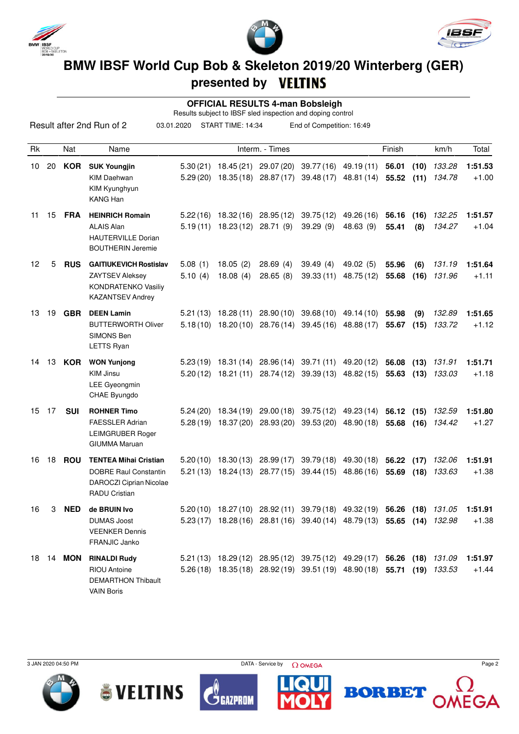# BMW IBSF World Cup Bob & Skeleton 2019/20 Winterberg (GER)

## presented by VELTINS

### OFFICIAL RESULTS 4-man Bobsleigh

Results subject to IBSF sled inspection and doping control

Result after 2nd Run of 2 — 03.01.2020 — START TIME: 14:34 — End of Competition: 16:49

| Rk | | Nat | Name | Interm. - Times | | | | | Finish | | km/h | Total |
|---|---|---|---|---|---|---|---|---|---|---|---|---|
| 10 | 20 | **KOR** | **SUK Youngjin**<br>KIM Daehwan<br>KIM Kyunghyun<br>KANG Han | 5.30 (21)<br>5.29 (20) | 18.45 (21)<br>18.35 (18) | 29.07 (20)<br>28.87 (17) | 39.77 (16)<br>39.48 (17) | 49.19 (11)<br>48.81 (14) | **56.01**<br>**55.52** | **(10)**<br>**(11)** | *133.28*<br>*134.78* | **1:51.53**<br>+1.00 |
| 11 | 15 | **FRA** | **HEINRICH Romain**<br>ALAIS Alan<br>HAUTERVILLE Dorian<br>BOUTHERIN Jeremie | 5.22 (16)<br>5.19 (11) | 18.32 (16)<br>18.23 (12) | 28.95 (12)<br>28.71 (9) | 39.75 (12)<br>39.29 (9) | 49.26 (16)<br>48.63 (9) | **56.16**<br>**55.41** | **(16)**<br>**(8)** | *132.25*<br>*134.27* | **1:51.57**<br>+1.04 |
| 12 | 5 | **RUS** | **GAITIUKEVICH Rostislav**<br>ZAYTSEV Aleksey<br>KONDRATENKO Vasiliy<br>KAZANTSEV Andrey | 5.08 (1)<br>5.10 (4) | 18.05 (2)<br>18.08 (4) | 28.69 (4)<br>28.65 (8) | 39.49 (4)<br>39.33 (11) | 49.02 (5)<br>48.75 (12) | **55.96**<br>**55.68** | **(6)**<br>**(16)** | *131.19*<br>*131.96* | **1:51.64**<br>+1.11 |
| 13 | 19 | **GBR** | **DEEN Lamin**<br>BUTTERWORTH Oliver<br>SIMONS Ben<br>LETTS Ryan | 5.21 (13)<br>5.18 (10) | 18.28 (11)<br>18.20 (10) | 28.90 (10)<br>28.76 (14) | 39.68 (10)<br>39.45 (16) | 49.14 (10)<br>48.88 (17) | **55.98**<br>**55.67** | **(9)**<br>**(15)** | *132.89*<br>*133.72* | **1:51.65**<br>+1.12 |
| 14 | 13 | **KOR** | **WON Yunjong**<br>KIM Jinsu<br>LEE Gyeongmin<br>CHAE Byungdo | 5.23 (19)<br>5.20 (12) | 18.31 (14)<br>18.21 (11) | 28.96 (14)<br>28.74 (12) | 39.71 (11)<br>39.39 (13) | 49.20 (12)<br>48.82 (15) | **56.08**<br>**55.63** | **(13)**<br>**(13)** | *131.91*<br>*133.03* | **1:51.71**<br>+1.18 |
| 15 | 17 | **SUI** | **ROHNER Timo**<br>FAESSLER Adrian<br>LEIMGRUBER Roger<br>GIUMMA Maruan | 5.24 (20)<br>5.28 (19) | 18.34 (19)<br>18.37 (20) | 29.00 (18)<br>28.93 (20) | 39.75 (12)<br>39.53 (20) | 49.23 (14)<br>48.90 (18) | **56.12**<br>**55.68** | **(15)**<br>**(16)** | *132.59*<br>*134.42* | **1:51.80**<br>+1.27 |
| 16 | 18 | **ROU** | **TENTEA Mihai Cristian**<br>DOBRE Raul Constantin<br>DAROCZI Ciprian Nicolae<br>RADU Cristian | 5.20 (10)<br>5.21 (13) | 18.30 (13)<br>18.24 (13) | 28.99 (17)<br>28.77 (15) | 39.79 (18)<br>39.44 (15) | 49.30 (18)<br>48.86 (16) | **56.22**<br>**55.69** | **(17)**<br>**(18)** | *132.06*<br>*133.63* | **1:51.91**<br>+1.38 |
| 16 | 3 | **NED** | **de BRUIN Ivo**<br>DUMAS Joost<br>VEENKER Dennis<br>FRANJIC Janko | 5.20 (10)<br>5.23 (17) | 18.27 (10)<br>18.28 (16) | 28.92 (11)<br>28.81 (16) | 39.79 (18)<br>39.40 (14) | 49.32 (19)<br>48.79 (13) | **56.26**<br>**55.65** | **(18)**<br>**(14)** | *131.05*<br>*132.98* | **1:51.91**<br>+1.38 |
| 18 | 14 | **MON** | **RINALDI Rudy**<br>RIOU Antoine<br>DEMARTHON Thibault<br>VAIN Boris | 5.21 (13)<br>5.26 (18) | 18.29 (12)<br>18.35 (18) | 28.95 (12)<br>28.92 (19) | 39.75 (12)<br>39.51 (19) | 49.29 (17)<br>48.90 (18) | **56.26**<br>**55.71** | **(18)**<br>**(19)** | *131.09*<br>*133.53* | **1:51.97**<br>+1.44 |

3 JAN 2020 04:50 PM — DATA - Service by OMEGA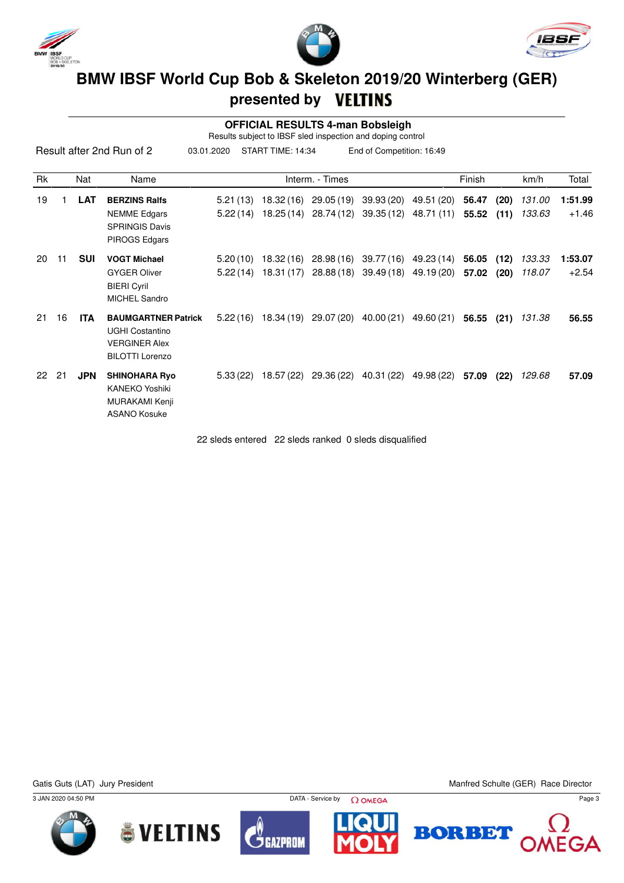# BMW IBSF World Cup Bob & Skeleton 2019/20 Winterberg (GER)

## presented by VELTINS

### OFFICIAL RESULTS 4-man Bobsleigh

Results subject to IBSF sled inspection and doping control

Result after 2nd Run of 2 03.01.2020 START TIME: 14:34 End of Competition: 16:49

| Rk | | Nat | Name | Interm. - Times | | | | | Finish | | km/h | Total |
|---|---|---|---|---|---|---|---|---|---|---|---|---|
| 19 | 1 | **LAT** | **BERZINS Ralfs**<br>NEMME Edgars<br>SPRINGIS Davis<br>PIROGS Edgars | 5.21 (13)<br>5.22 (14) | 18.32 (16)<br>18.25 (14) | 29.05 (19)<br>28.74 (12) | 39.93 (20)<br>39.35 (12) | 49.51 (20)<br>48.71 (11) | **56.47**<br>**55.52** | **(20)**<br>**(11)** | *131.00*<br>*133.63* | **1:51.99**<br>+1.46 |
| 20 | 11 | **SUI** | **VOGT Michael**<br>GYGER Oliver<br>BIERI Cyril<br>MICHEL Sandro | 5.20 (10)<br>5.22 (14) | 18.32 (16)<br>18.31 (17) | 28.98 (16)<br>28.88 (18) | 39.77 (16)<br>39.49 (18) | 49.23 (14)<br>49.19 (20) | **56.05**<br>**57.02** | **(12)**<br>**(20)** | *133.33*<br>*118.07* | **1:53.07**<br>+2.54 |
| 21 | 16 | **ITA** | **BAUMGARTNER Patrick**<br>UGHI Costantino<br>VERGINER Alex<br>BILOTTI Lorenzo | 5.22 (16) | 18.34 (19) | 29.07 (20) | 40.00 (21) | 49.60 (21) | **56.55** | **(21)** | *131.38* | **56.55** |
| 22 | 21 | **JPN** | **SHINOHARA Ryo**<br>KANEKO Yoshiki<br>MURAKAMI Kenji<br>ASANO Kosuke | 5.33 (22) | 18.57 (22) | 29.36 (22) | 40.31 (22) | 49.98 (22) | **57.09** | **(22)** | *129.68* | **57.09** |

22 sleds entered 22 sleds ranked 0 sleds disqualified

Gatis Guts (LAT) Jury President

Manfred Schulte (GER) Race Director

3 JAN 2020 04:50 PM

DATA - Service by OMEGA